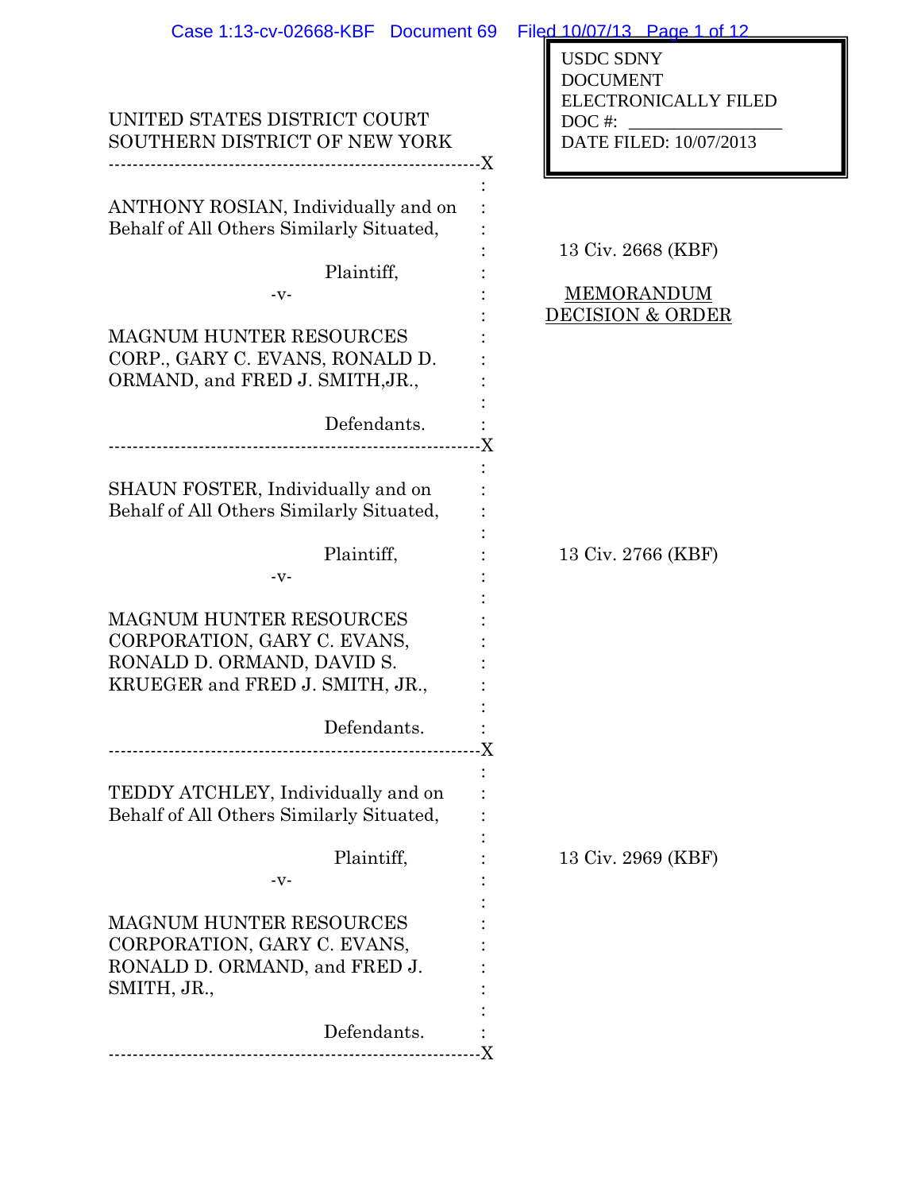USDC SDNY
DOCUMENT
ELECTRONICALLY FILED
DOC #: ________________
DATE FILED: 10/07/2013

UNITED STATES DISTRICT COURT
SOUTHERN DISTRICT OF NEW YORK

---

ANTHONY ROSIAN, Individually and on Behalf of All Others Similarly Situated,

Plaintiff,

-v-

MAGNUM HUNTER RESOURCES CORP., GARY C. EVANS, RONALD D. ORMAND, and FRED J. SMITH,JR.,

Defendants.

13 Civ. 2668 (KBF)

MEMORANDUM DECISION & ORDER

---

SHAUN FOSTER, Individually and on Behalf of All Others Similarly Situated,

Plaintiff,

-v-

MAGNUM HUNTER RESOURCES CORPORATION, GARY C. EVANS, RONALD D. ORMAND, DAVID S. KRUEGER and FRED J. SMITH, JR.,

Defendants.

13 Civ. 2766 (KBF)

---

TEDDY ATCHLEY, Individually and on Behalf of All Others Similarly Situated,

Plaintiff,

-v-

MAGNUM HUNTER RESOURCES CORPORATION, GARY C. EVANS, RONALD D. ORMAND, and FRED J. SMITH, JR.,

Defendants.

13 Civ. 2969 (KBF)

---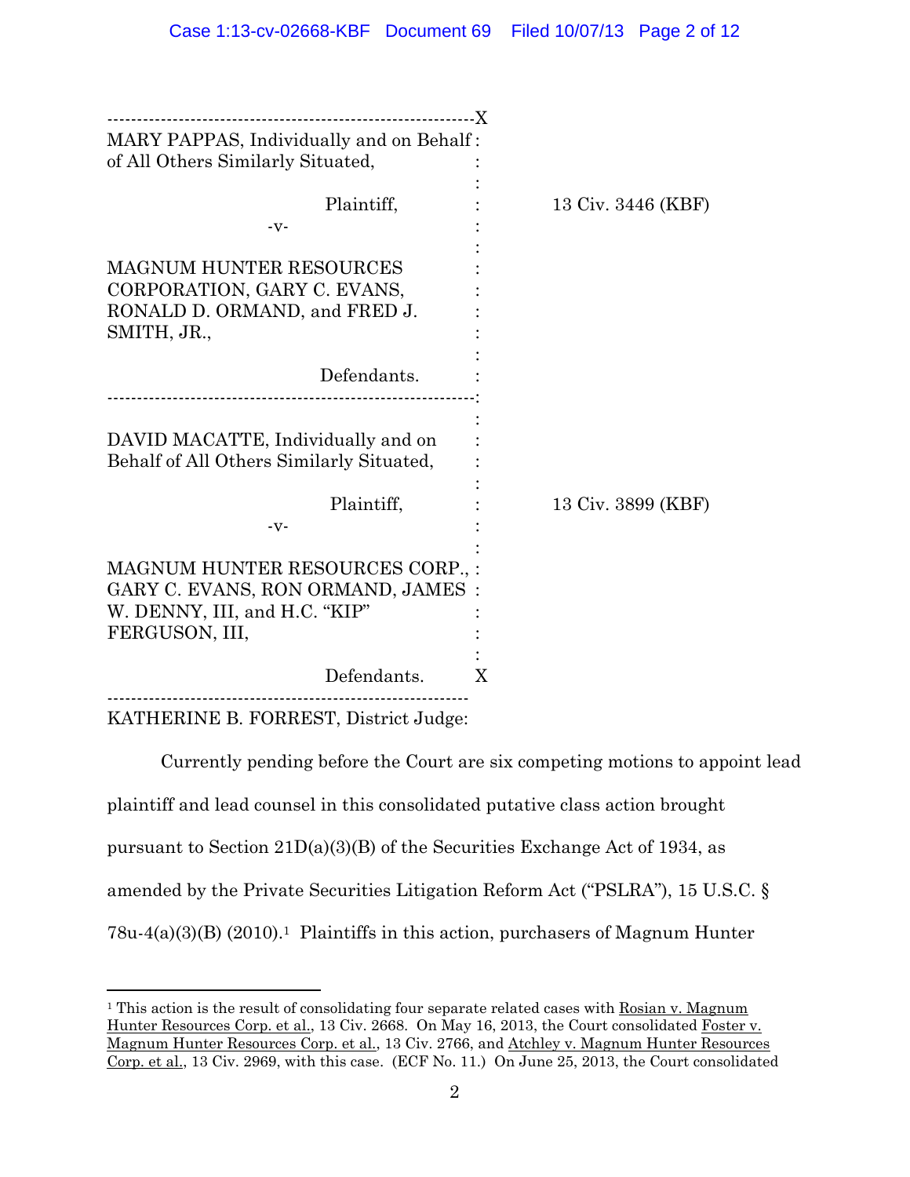| | | |
|---|---|---|
| MARY PAPPAS, Individually and on Behalf of All Others Similarly Situated,<br><br>Plaintiff,<br><br>-v-<br><br>MAGNUM HUNTER RESOURCES CORPORATION, GARY C. EVANS, RONALD D. ORMAND, and FRED J. SMITH, JR.,<br><br>Defendants. | : | 13 Civ. 3446 (KBF) |
| DAVID MACATTE, Individually and on Behalf of All Others Similarly Situated,<br><br>Plaintiff,<br><br>-v-<br><br>MAGNUM HUNTER RESOURCES CORP., GARY C. EVANS, RON ORMAND, JAMES W. DENNY, III, and H.C. "KIP" FERGUSON, III,<br><br>Defendants. | : | 13 Civ. 3899 (KBF) |

KATHERINE B. FORREST, District Judge:

Currently pending before the Court are six competing motions to appoint lead plaintiff and lead counsel in this consolidated putative class action brought pursuant to Section 21D(a)(3)(B) of the Securities Exchange Act of 1934, as amended by the Private Securities Litigation Reform Act ("PSLRA"), 15 U.S.C. § 78u-4(a)(3)(B) (2010).[1] Plaintiffs in this action, purchasers of Magnum Hunter

[1] This action is the result of consolidating four separate related cases with Rosian v. Magnum Hunter Resources Corp. et al., 13 Civ. 2668. On May 16, 2013, the Court consolidated Foster v. Magnum Hunter Resources Corp. et al., 13 Civ. 2766, and Atchley v. Magnum Hunter Resources Corp. et al., 13 Civ. 2969, with this case. (ECF No. 11.) On June 25, 2013, the Court consolidated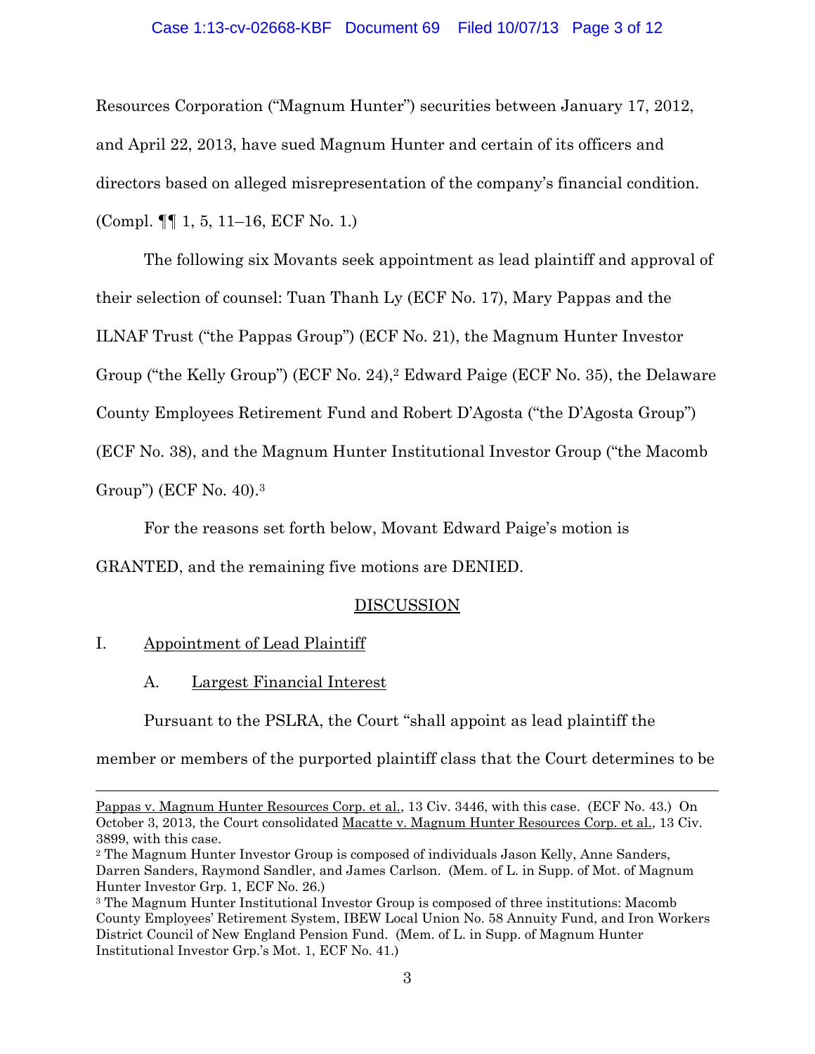Resources Corporation ("Magnum Hunter") securities between January 17, 2012, and April 22, 2013, have sued Magnum Hunter and certain of its officers and directors based on alleged misrepresentation of the company's financial condition. (Compl. ¶¶ 1, 5, 11–16, ECF No. 1.)

The following six Movants seek appointment as lead plaintiff and approval of their selection of counsel: Tuan Thanh Ly (ECF No. 17), Mary Pappas and the ILNAF Trust ("the Pappas Group") (ECF No. 21), the Magnum Hunter Investor Group ("the Kelly Group") (ECF No. 24),[2] Edward Paige (ECF No. 35), the Delaware County Employees Retirement Fund and Robert D'Agosta ("the D'Agosta Group") (ECF No. 38), and the Magnum Hunter Institutional Investor Group ("the Macomb Group") (ECF No. 40).[3]

For the reasons set forth below, Movant Edward Paige's motion is GRANTED, and the remaining five motions are DENIED.

## DISCUSSION

I. Appointment of Lead Plaintiff

A. Largest Financial Interest

Pursuant to the PSLRA, the Court "shall appoint as lead plaintiff the member or members of the purported plaintiff class that the Court determines to be

---

Pappas v. Magnum Hunter Resources Corp. et al., 13 Civ. 3446, with this case. (ECF No. 43.) On October 3, 2013, the Court consolidated Macatte v. Magnum Hunter Resources Corp. et al., 13 Civ. 3899, with this case.

[2] The Magnum Hunter Investor Group is composed of individuals Jason Kelly, Anne Sanders, Darren Sanders, Raymond Sandler, and James Carlson. (Mem. of L. in Supp. of Mot. of Magnum Hunter Investor Grp. 1, ECF No. 26.)

[3] The Magnum Hunter Institutional Investor Group is composed of three institutions: Macomb County Employees' Retirement System, IBEW Local Union No. 58 Annuity Fund, and Iron Workers District Council of New England Pension Fund. (Mem. of L. in Supp. of Magnum Hunter Institutional Investor Grp.'s Mot. 1, ECF No. 41.)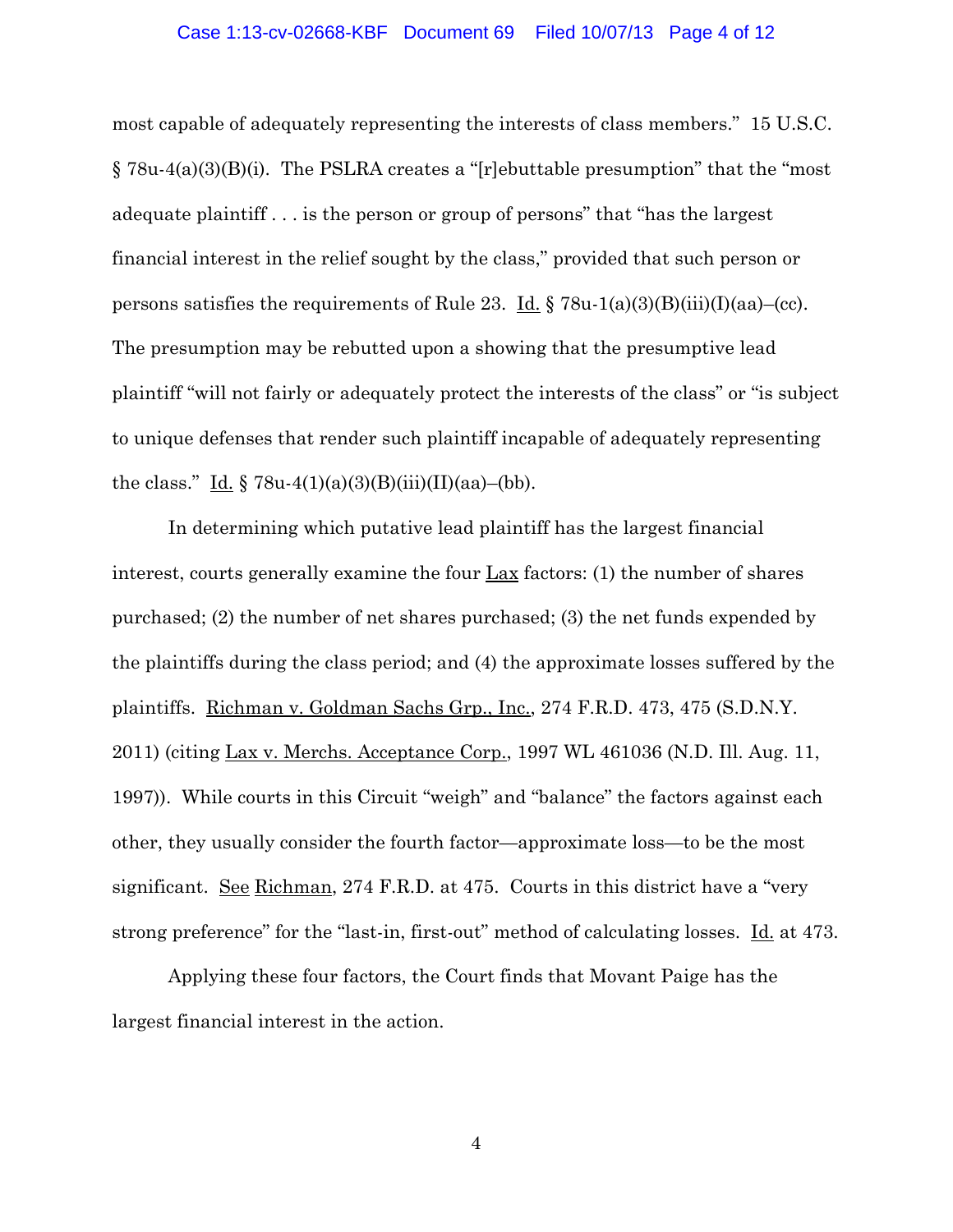most capable of adequately representing the interests of class members." 15 U.S.C. § 78u-4(a)(3)(B)(i). The PSLRA creates a "[r]ebuttable presumption" that the "most adequate plaintiff . . . is the person or group of persons" that "has the largest financial interest in the relief sought by the class," provided that such person or persons satisfies the requirements of Rule 23. Id. § 78u-1(a)(3)(B)(iii)(I)(aa)–(cc). The presumption may be rebutted upon a showing that the presumptive lead plaintiff "will not fairly or adequately protect the interests of the class" or "is subject to unique defenses that render such plaintiff incapable of adequately representing the class." Id. § 78u-4(1)(a)(3)(B)(iii)(II)(aa)–(bb).

In determining which putative lead plaintiff has the largest financial interest, courts generally examine the four Lax factors: (1) the number of shares purchased; (2) the number of net shares purchased; (3) the net funds expended by the plaintiffs during the class period; and (4) the approximate losses suffered by the plaintiffs. Richman v. Goldman Sachs Grp., Inc., 274 F.R.D. 473, 475 (S.D.N.Y. 2011) (citing Lax v. Merchs. Acceptance Corp., 1997 WL 461036 (N.D. Ill. Aug. 11, 1997)). While courts in this Circuit "weigh" and "balance" the factors against each other, they usually consider the fourth factor—approximate loss—to be the most significant. See Richman, 274 F.R.D. at 475. Courts in this district have a "very strong preference" for the "last-in, first-out" method of calculating losses. Id. at 473.

Applying these four factors, the Court finds that Movant Paige has the largest financial interest in the action.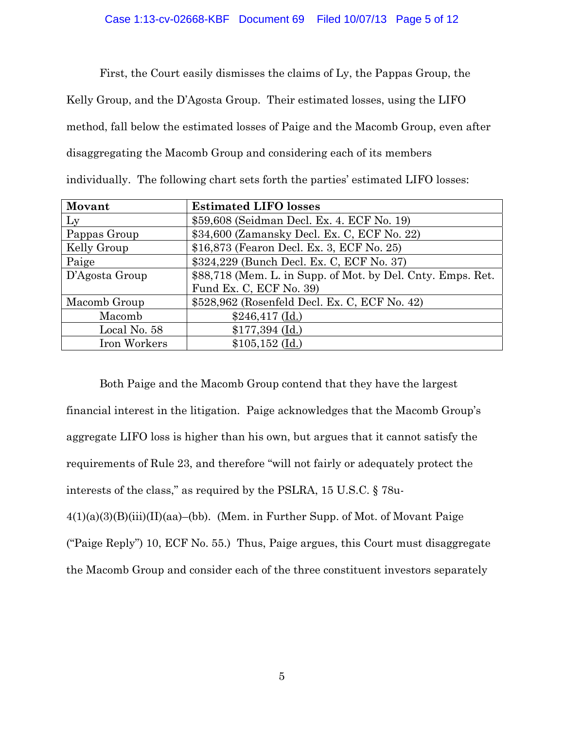First, the Court easily dismisses the claims of Ly, the Pappas Group, the Kelly Group, and the D'Agosta Group. Their estimated losses, using the LIFO method, fall below the estimated losses of Paige and the Macomb Group, even after disaggregating the Macomb Group and considering each of its members individually. The following chart sets forth the parties' estimated LIFO losses:

| **Movant** | **Estimated LIFO losses** |
|---|---|
| Ly | $59,608 (Seidman Decl. Ex. 4. ECF No. 19) |
| Pappas Group | $34,600 (Zamansky Decl. Ex. C, ECF No. 22) |
| Kelly Group | $16,873 (Fearon Decl. Ex. 3, ECF No. 25) |
| Paige | $324,229 (Bunch Decl. Ex. C, ECF No. 37) |
| D'Agosta Group | $88,718 (Mem. L. in Supp. of Mot. by Del. Cnty. Emps. Ret. Fund Ex. C, ECF No. 39) |
| Macomb Group | $528,962 (Rosenfeld Decl. Ex. C, ECF No. 42) |
| Macomb | $246,417 (Id.) |
| Local No. 58 | $177,394 (Id.) |
| Iron Workers | $105,152 (Id.) |

Both Paige and the Macomb Group contend that they have the largest financial interest in the litigation. Paige acknowledges that the Macomb Group's aggregate LIFO loss is higher than his own, but argues that it cannot satisfy the requirements of Rule 23, and therefore "will not fairly or adequately protect the interests of the class," as required by the PSLRA, 15 U.S.C. § 78u-4(1)(a)(3)(B)(iii)(II)(aa)–(bb). (Mem. in Further Supp. of Mot. of Movant Paige ("Paige Reply") 10, ECF No. 55.) Thus, Paige argues, this Court must disaggregate the Macomb Group and consider each of the three constituent investors separately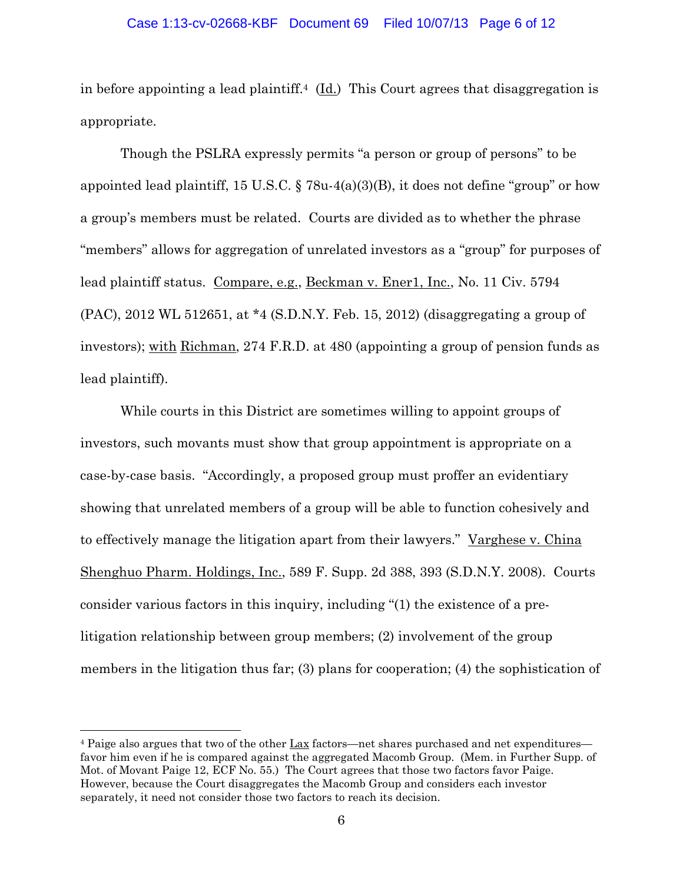in before appointing a lead plaintiff.[4] (Id.) This Court agrees that disaggregation is appropriate.

Though the PSLRA expressly permits "a person or group of persons" to be appointed lead plaintiff, 15 U.S.C. § 78u-4(a)(3)(B), it does not define "group" or how a group's members must be related. Courts are divided as to whether the phrase "members" allows for aggregation of unrelated investors as a "group" for purposes of lead plaintiff status. Compare, e.g., Beckman v. Ener1, Inc., No. 11 Civ. 5794 (PAC), 2012 WL 512651, at *4 (S.D.N.Y. Feb. 15, 2012) (disaggregating a group of investors); with Richman, 274 F.R.D. at 480 (appointing a group of pension funds as lead plaintiff).

While courts in this District are sometimes willing to appoint groups of investors, such movants must show that group appointment is appropriate on a case-by-case basis. "Accordingly, a proposed group must proffer an evidentiary showing that unrelated members of a group will be able to function cohesively and to effectively manage the litigation apart from their lawyers." Varghese v. China Shenghuo Pharm. Holdings, Inc., 589 F. Supp. 2d 388, 393 (S.D.N.Y. 2008). Courts consider various factors in this inquiry, including "(1) the existence of a pre-litigation relationship between group members; (2) involvement of the group members in the litigation thus far; (3) plans for cooperation; (4) the sophistication of

---

[4] Paige also argues that two of the other Lax factors—net shares purchased and net expenditures—favor him even if he is compared against the aggregated Macomb Group. (Mem. in Further Supp. of Mot. of Movant Paige 12, ECF No. 55.) The Court agrees that those two factors favor Paige. However, because the Court disaggregates the Macomb Group and considers each investor separately, it need not consider those two factors to reach its decision.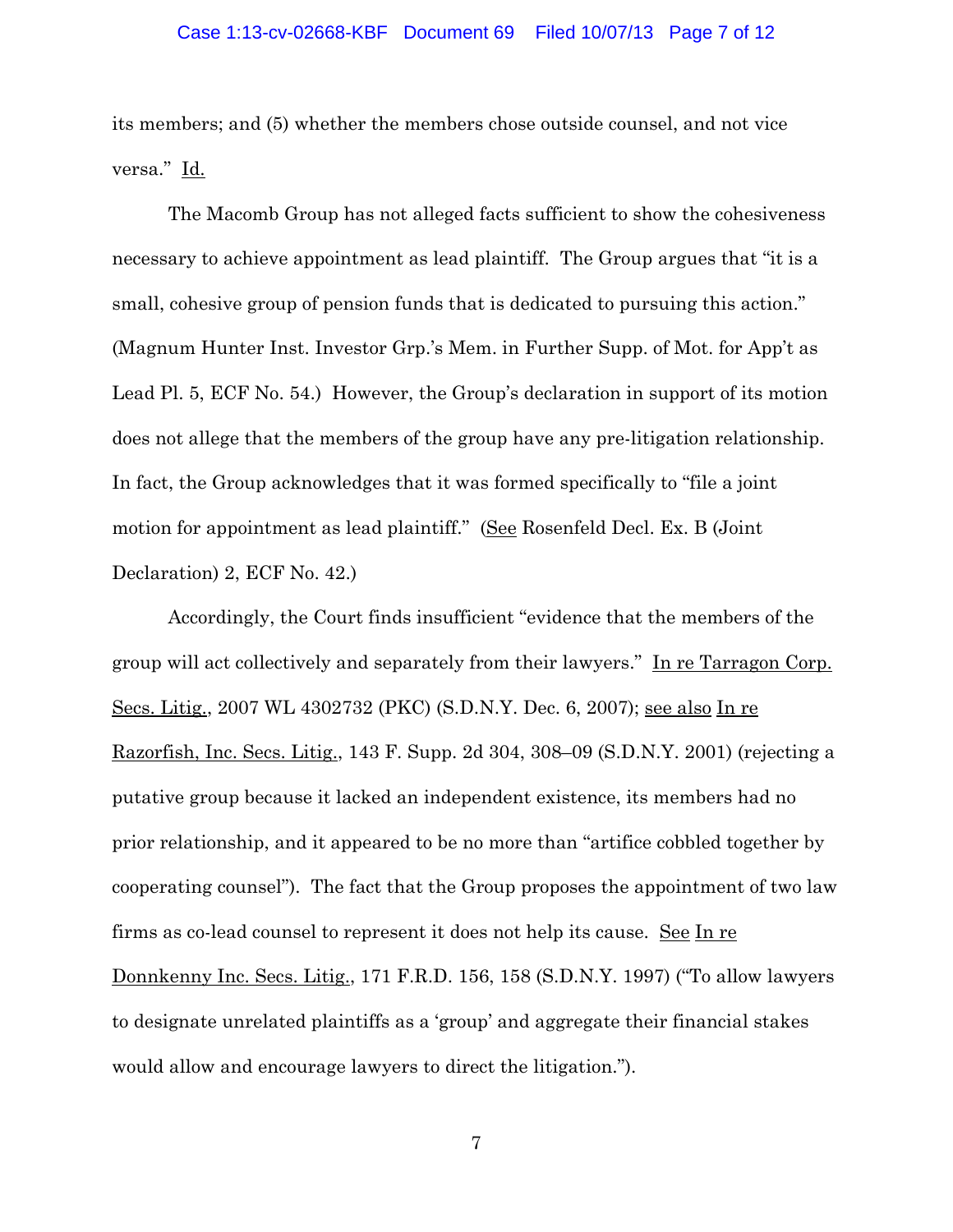its members; and (5) whether the members chose outside counsel, and not vice versa." Id.

The Macomb Group has not alleged facts sufficient to show the cohesiveness necessary to achieve appointment as lead plaintiff. The Group argues that "it is a small, cohesive group of pension funds that is dedicated to pursuing this action." (Magnum Hunter Inst. Investor Grp.'s Mem. in Further Supp. of Mot. for App't as Lead Pl. 5, ECF No. 54.) However, the Group's declaration in support of its motion does not allege that the members of the group have any pre-litigation relationship. In fact, the Group acknowledges that it was formed specifically to "file a joint motion for appointment as lead plaintiff." (See Rosenfeld Decl. Ex. B (Joint Declaration) 2, ECF No. 42.)

Accordingly, the Court finds insufficient "evidence that the members of the group will act collectively and separately from their lawyers." In re Tarragon Corp. Secs. Litig., 2007 WL 4302732 (PKC) (S.D.N.Y. Dec. 6, 2007); see also In re Razorfish, Inc. Secs. Litig., 143 F. Supp. 2d 304, 308–09 (S.D.N.Y. 2001) (rejecting a putative group because it lacked an independent existence, its members had no prior relationship, and it appeared to be no more than "artifice cobbled together by cooperating counsel"). The fact that the Group proposes the appointment of two law firms as co-lead counsel to represent it does not help its cause. See In re Donnkenny Inc. Secs. Litig., 171 F.R.D. 156, 158 (S.D.N.Y. 1997) ("To allow lawyers to designate unrelated plaintiffs as a 'group' and aggregate their financial stakes would allow and encourage lawyers to direct the litigation.").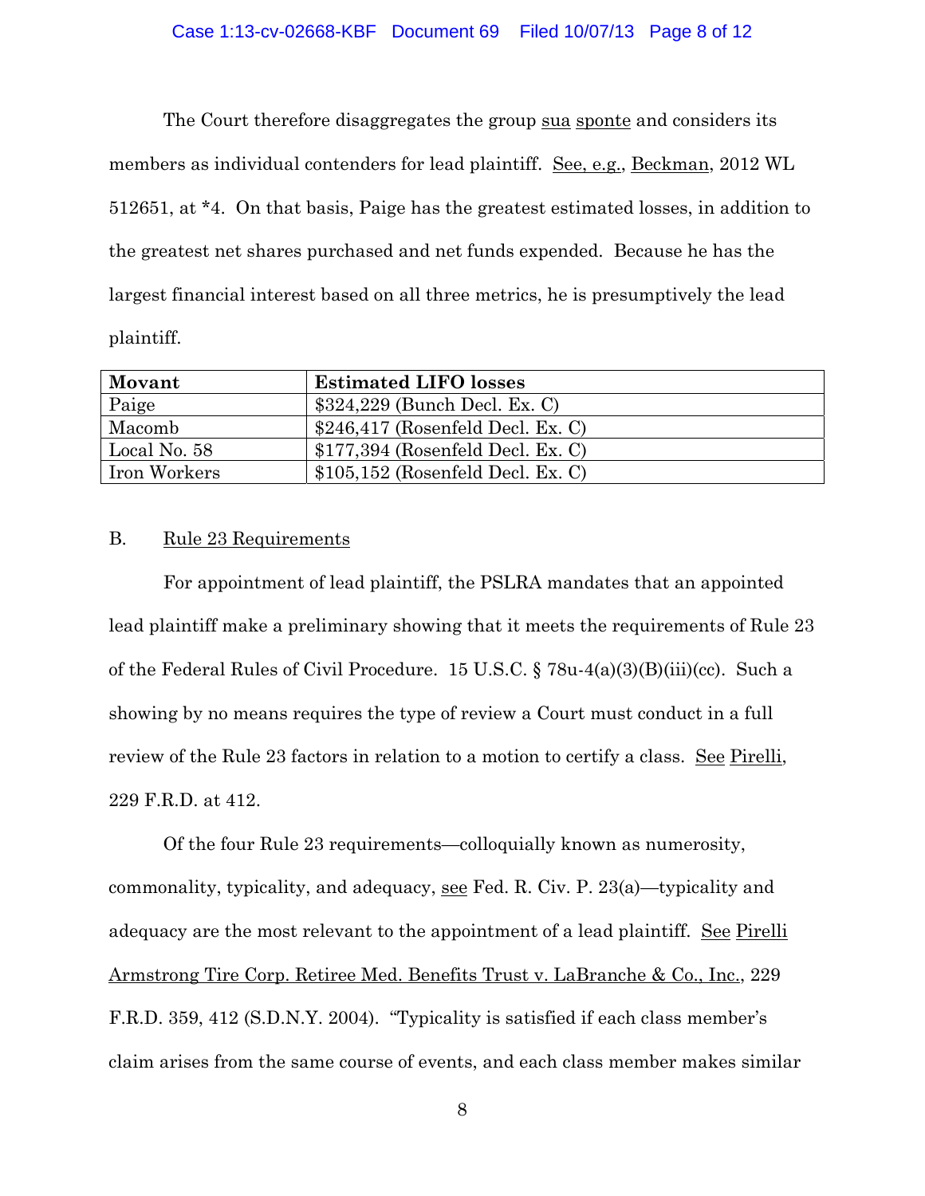The Court therefore disaggregates the group sua sponte and considers its members as individual contenders for lead plaintiff. See, e.g., Beckman, 2012 WL 512651, at *4. On that basis, Paige has the greatest estimated losses, in addition to the greatest net shares purchased and net funds expended. Because he has the largest financial interest based on all three metrics, he is presumptively the lead plaintiff.

| Movant | Estimated LIFO losses |
|---|---|
| Paige | $324,229 (Bunch Decl. Ex. C) |
| Macomb | $246,417 (Rosenfeld Decl. Ex. C) |
| Local No. 58 | $177,394 (Rosenfeld Decl. Ex. C) |
| Iron Workers | $105,152 (Rosenfeld Decl. Ex. C) |

B. Rule 23 Requirements

For appointment of lead plaintiff, the PSLRA mandates that an appointed lead plaintiff make a preliminary showing that it meets the requirements of Rule 23 of the Federal Rules of Civil Procedure. 15 U.S.C. § 78u-4(a)(3)(B)(iii)(cc). Such a showing by no means requires the type of review a Court must conduct in a full review of the Rule 23 factors in relation to a motion to certify a class. See Pirelli, 229 F.R.D. at 412.

Of the four Rule 23 requirements—colloquially known as numerosity, commonality, typicality, and adequacy, see Fed. R. Civ. P. 23(a)—typicality and adequacy are the most relevant to the appointment of a lead plaintiff. See Pirelli Armstrong Tire Corp. Retiree Med. Benefits Trust v. LaBranche & Co., Inc., 229 F.R.D. 359, 412 (S.D.N.Y. 2004). "Typicality is satisfied if each class member's claim arises from the same course of events, and each class member makes similar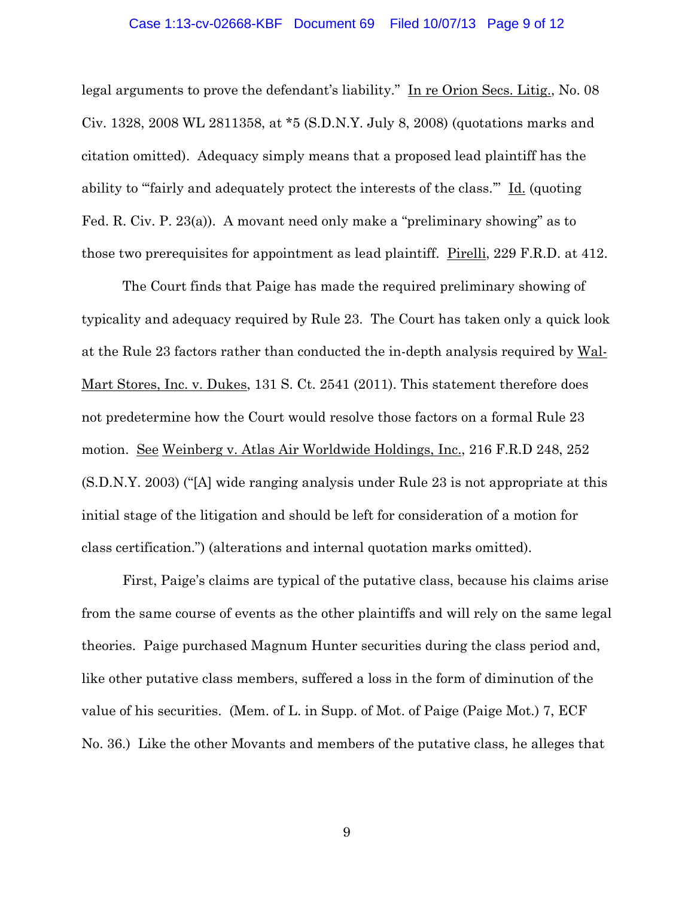legal arguments to prove the defendant's liability." In re Orion Secs. Litig., No. 08 Civ. 1328, 2008 WL 2811358, at *5 (S.D.N.Y. July 8, 2008) (quotations marks and citation omitted). Adequacy simply means that a proposed lead plaintiff has the ability to "'fairly and adequately protect the interests of the class.'" Id. (quoting Fed. R. Civ. P. 23(a)). A movant need only make a "preliminary showing" as to those two prerequisites for appointment as lead plaintiff. Pirelli, 229 F.R.D. at 412.

The Court finds that Paige has made the required preliminary showing of typicality and adequacy required by Rule 23. The Court has taken only a quick look at the Rule 23 factors rather than conducted the in-depth analysis required by Wal-Mart Stores, Inc. v. Dukes, 131 S. Ct. 2541 (2011). This statement therefore does not predetermine how the Court would resolve those factors on a formal Rule 23 motion. See Weinberg v. Atlas Air Worldwide Holdings, Inc., 216 F.R.D 248, 252 (S.D.N.Y. 2003) ("[A] wide ranging analysis under Rule 23 is not appropriate at this initial stage of the litigation and should be left for consideration of a motion for class certification.") (alterations and internal quotation marks omitted).

First, Paige's claims are typical of the putative class, because his claims arise from the same course of events as the other plaintiffs and will rely on the same legal theories. Paige purchased Magnum Hunter securities during the class period and, like other putative class members, suffered a loss in the form of diminution of the value of his securities. (Mem. of L. in Supp. of Mot. of Paige (Paige Mot.) 7, ECF No. 36.) Like the other Movants and members of the putative class, he alleges that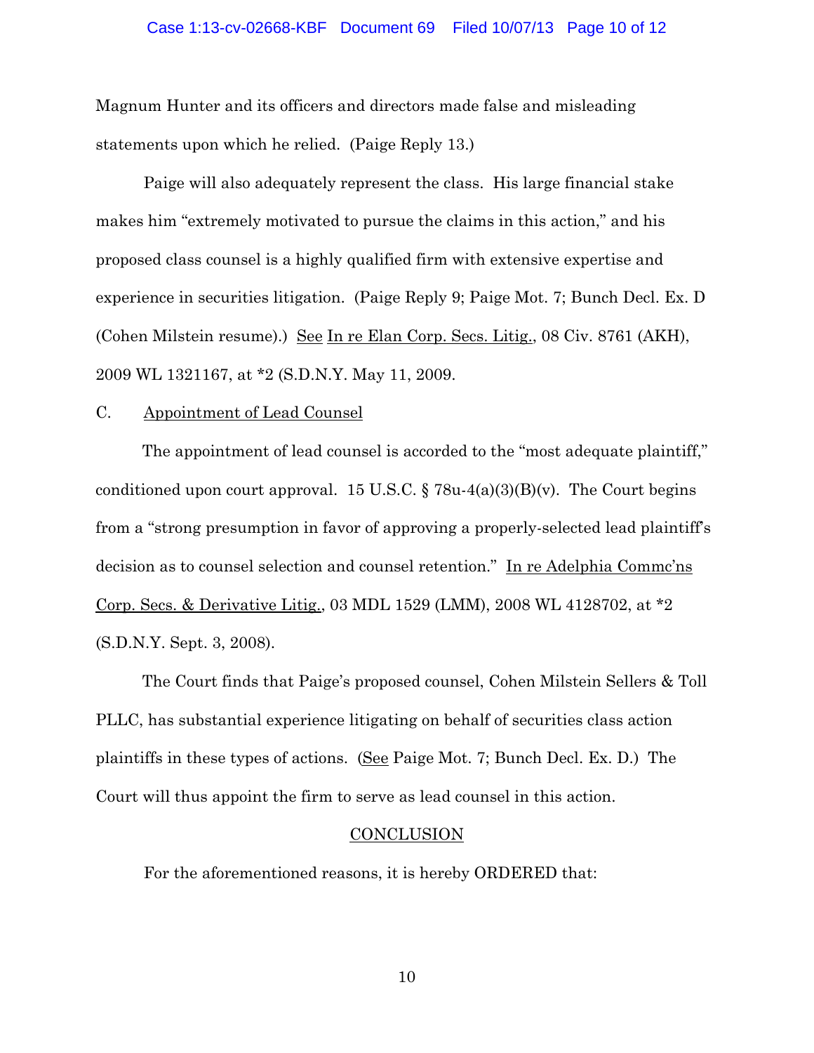Magnum Hunter and its officers and directors made false and misleading statements upon which he relied. (Paige Reply 13.)

Paige will also adequately represent the class. His large financial stake makes him "extremely motivated to pursue the claims in this action," and his proposed class counsel is a highly qualified firm with extensive expertise and experience in securities litigation. (Paige Reply 9; Paige Mot. 7; Bunch Decl. Ex. D (Cohen Milstein resume).) See In re Elan Corp. Secs. Litig., 08 Civ. 8761 (AKH), 2009 WL 1321167, at *2 (S.D.N.Y. May 11, 2009.

C. Appointment of Lead Counsel

The appointment of lead counsel is accorded to the "most adequate plaintiff," conditioned upon court approval. 15 U.S.C. § 78u-4(a)(3)(B)(v). The Court begins from a "strong presumption in favor of approving a properly-selected lead plaintiff's decision as to counsel selection and counsel retention." In re Adelphia Commc'ns Corp. Secs. & Derivative Litig., 03 MDL 1529 (LMM), 2008 WL 4128702, at *2 (S.D.N.Y. Sept. 3, 2008).

The Court finds that Paige's proposed counsel, Cohen Milstein Sellers & Toll PLLC, has substantial experience litigating on behalf of securities class action plaintiffs in these types of actions. (See Paige Mot. 7; Bunch Decl. Ex. D.) The Court will thus appoint the firm to serve as lead counsel in this action.

CONCLUSION

For the aforementioned reasons, it is hereby ORDERED that: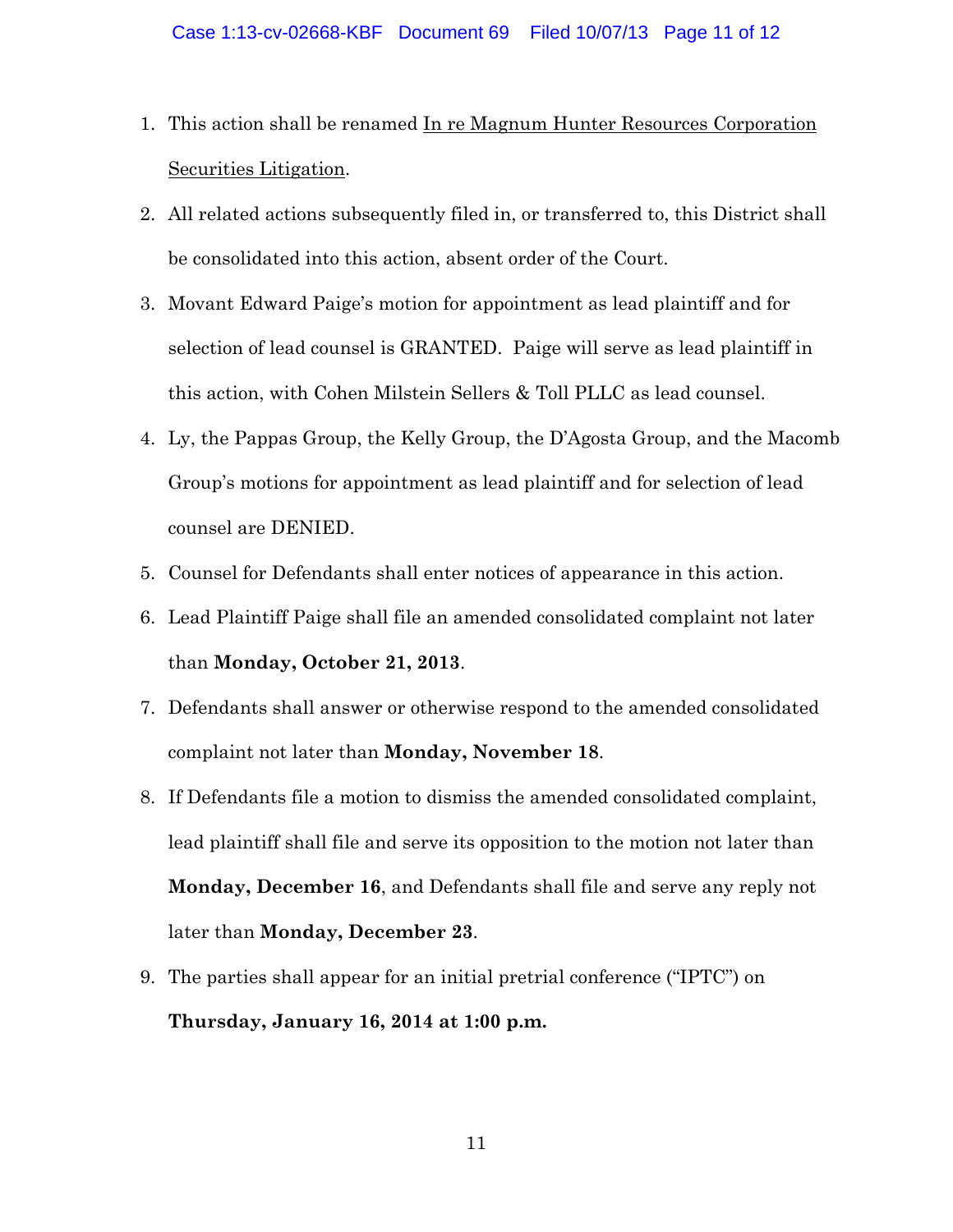1. This action shall be renamed <u>In re Magnum Hunter Resources Corporation Securities Litigation</u>.
2. All related actions subsequently filed in, or transferred to, this District shall be consolidated into this action, absent order of the Court.
3. Movant Edward Paige's motion for appointment as lead plaintiff and for selection of lead counsel is GRANTED. Paige will serve as lead plaintiff in this action, with Cohen Milstein Sellers & Toll PLLC as lead counsel.
4. Ly, the Pappas Group, the Kelly Group, the D'Agosta Group, and the Macomb Group's motions for appointment as lead plaintiff and for selection of lead counsel are DENIED.
5. Counsel for Defendants shall enter notices of appearance in this action.
6. Lead Plaintiff Paige shall file an amended consolidated complaint not later than **Monday, October 21, 2013**.
7. Defendants shall answer or otherwise respond to the amended consolidated complaint not later than **Monday, November 18**.
8. If Defendants file a motion to dismiss the amended consolidated complaint, lead plaintiff shall file and serve its opposition to the motion not later than **Monday, December 16**, and Defendants shall file and serve any reply not later than **Monday, December 23**.
9. The parties shall appear for an initial pretrial conference ("IPTC") on **Thursday, January 16, 2014 at 1:00 p.m.**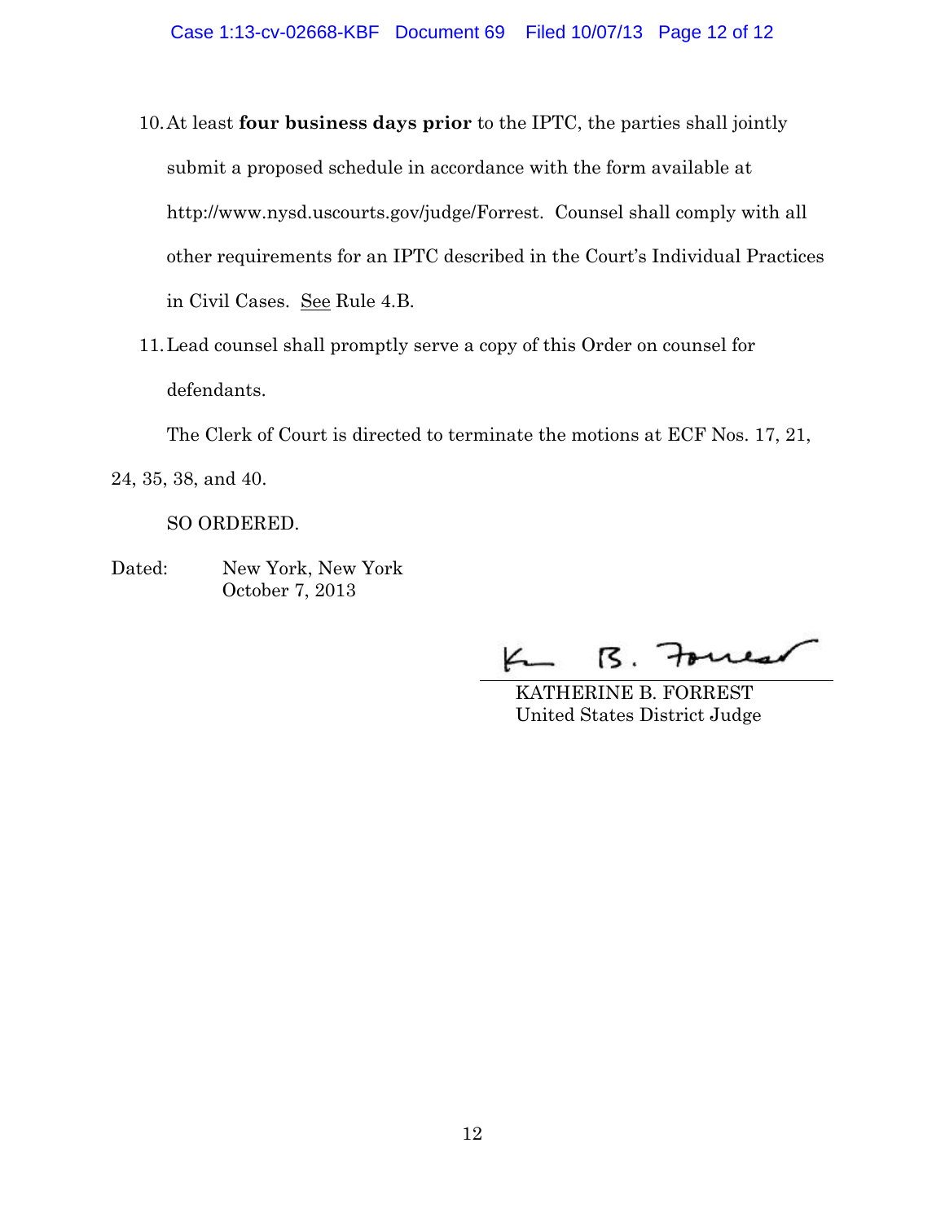10. At least **four business days prior** to the IPTC, the parties shall jointly submit a proposed schedule in accordance with the form available at http://www.nysd.uscourts.gov/judge/Forrest. Counsel shall comply with all other requirements for an IPTC described in the Court's Individual Practices in Civil Cases. See Rule 4.B.

11. Lead counsel shall promptly serve a copy of this Order on counsel for defendants.

The Clerk of Court is directed to terminate the motions at ECF Nos. 17, 21, 24, 35, 38, and 40.

SO ORDERED.

Dated: New York, New York
October 7, 2013

K. B. Forrest

KATHERINE B. FORREST
United States District Judge